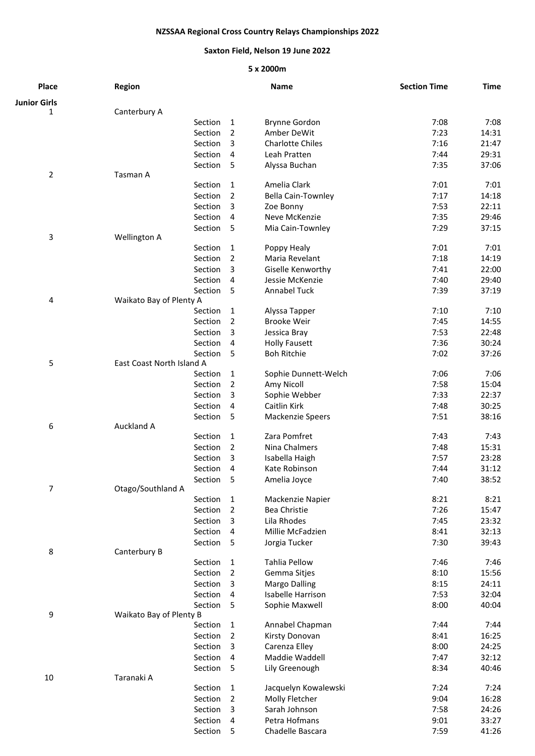**NZSSAA Regional Cross Country Relays Championships 2022**

**Saxton Field, Nelson 19 June 2022**

**5 x 2000m**

| Place | Region | | Name | Section Time | Time |
|---|---|---|---|---|---|
| **Junior Girls** | | | | | |
| 1 | Canterbury A | | | | |
| | | Section 1 | Brynne Gordon | 7:08 | 7:08 |
| | | Section 2 | Amber DeWit | 7:23 | 14:31 |
| | | Section 3 | Charlotte Chiles | 7:16 | 21:47 |
| | | Section 4 | Leah Pratten | 7:44 | 29:31 |
| | | Section 5 | Alyssa Buchan | 7:35 | 37:06 |
| 2 | Tasman A | | | | |
| | | Section 1 | Amelia Clark | 7:01 | 7:01 |
| | | Section 2 | Bella Cain-Townley | 7:17 | 14:18 |
| | | Section 3 | Zoe Bonny | 7:53 | 22:11 |
| | | Section 4 | Neve McKenzie | 7:35 | 29:46 |
| | | Section 5 | Mia Cain-Townley | 7:29 | 37:15 |
| 3 | Wellington A | | | | |
| | | Section 1 | Poppy Healy | 7:01 | 7:01 |
| | | Section 2 | Maria Revelant | 7:18 | 14:19 |
| | | Section 3 | Giselle Kenworthy | 7:41 | 22:00 |
| | | Section 4 | Jessie McKenzie | 7:40 | 29:40 |
| | | Section 5 | Annabel Tuck | 7:39 | 37:19 |
| 4 | Waikato Bay of Plenty A | | | | |
| | | Section 1 | Alyssa Tapper | 7:10 | 7:10 |
| | | Section 2 | Brooke Weir | 7:45 | 14:55 |
| | | Section 3 | Jessica Bray | 7:53 | 22:48 |
| | | Section 4 | Holly Fausett | 7:36 | 30:24 |
| | | Section 5 | Boh Ritchie | 7:02 | 37:26 |
| 5 | East Coast North Island A | | | | |
| | | Section 1 | Sophie Dunnett-Welch | 7:06 | 7:06 |
| | | Section 2 | Amy Nicoll | 7:58 | 15:04 |
| | | Section 3 | Sophie Webber | 7:33 | 22:37 |
| | | Section 4 | Caitlin Kirk | 7:48 | 30:25 |
| | | Section 5 | Mackenzie Speers | 7:51 | 38:16 |
| 6 | Auckland A | | | | |
| | | Section 1 | Zara Pomfret | 7:43 | 7:43 |
| | | Section 2 | Nina Chalmers | 7:48 | 15:31 |
| | | Section 3 | Isabella Haigh | 7:57 | 23:28 |
| | | Section 4 | Kate Robinson | 7:44 | 31:12 |
| | | Section 5 | Amelia Joyce | 7:40 | 38:52 |
| 7 | Otago/Southland A | | | | |
| | | Section 1 | Mackenzie Napier | 8:21 | 8:21 |
| | | Section 2 | Bea Christie | 7:26 | 15:47 |
| | | Section 3 | Lila Rhodes | 7:45 | 23:32 |
| | | Section 4 | Millie McFadzien | 8:41 | 32:13 |
| | | Section 5 | Jorgia Tucker | 7:30 | 39:43 |
| 8 | Canterbury B | | | | |
| | | Section 1 | Tahlia Pellow | 7:46 | 7:46 |
| | | Section 2 | Gemma Sitjes | 8:10 | 15:56 |
| | | Section 3 | Margo Dalling | 8:15 | 24:11 |
| | | Section 4 | Isabelle Harrison | 7:53 | 32:04 |
| | | Section 5 | Sophie Maxwell | 8:00 | 40:04 |
| 9 | Waikato Bay of Plenty B | | | | |
| | | Section 1 | Annabel Chapman | 7:44 | 7:44 |
| | | Section 2 | Kirsty Donovan | 8:41 | 16:25 |
| | | Section 3 | Carenza Elley | 8:00 | 24:25 |
| | | Section 4 | Maddie Waddell | 7:47 | 32:12 |
| | | Section 5 | Lily Greenough | 8:34 | 40:46 |
| 10 | Taranaki A | | | | |
| | | Section 1 | Jacquelyn Kowalewski | 7:24 | 7:24 |
| | | Section 2 | Molly Fletcher | 9:04 | 16:28 |
| | | Section 3 | Sarah Johnson | 7:58 | 24:26 |
| | | Section 4 | Petra Hofmans | 9:01 | 33:27 |
| | | Section 5 | Chadelle Bascara | 7:59 | 41:26 |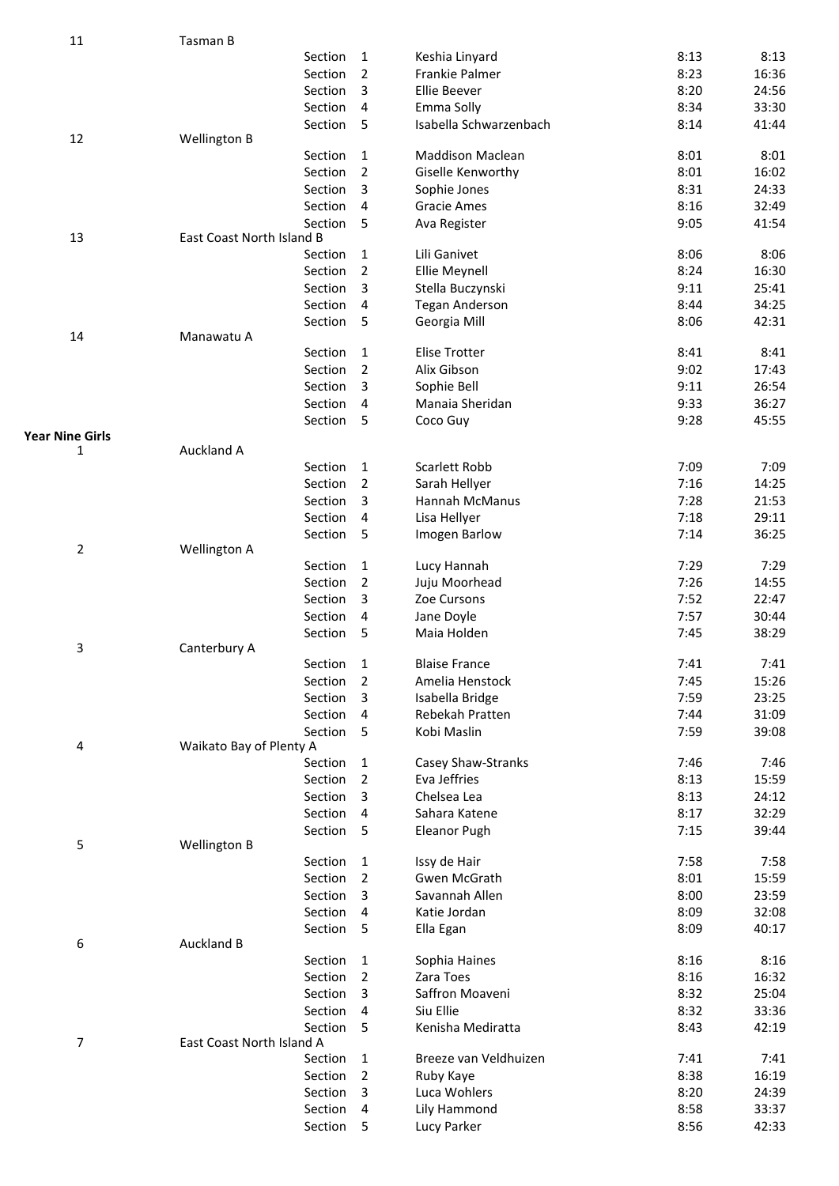| Place | Team | | | Runner | Time | Cumulative |
|---|---|---|---|---|---|---|
| 11 | Tasman B | | | | | |
| | | Section | 1 | Keshia Linyard | 8:13 | 8:13 |
| | | Section | 2 | Frankie Palmer | 8:23 | 16:36 |
| | | Section | 3 | Ellie Beever | 8:20 | 24:56 |
| | | Section | 4 | Emma Solly | 8:34 | 33:30 |
| | | Section | 5 | Isabella Schwarzenbach | 8:14 | 41:44 |
| 12 | Wellington B | | | | | |
| | | Section | 1 | Maddison Maclean | 8:01 | 8:01 |
| | | Section | 2 | Giselle Kenworthy | 8:01 | 16:02 |
| | | Section | 3 | Sophie Jones | 8:31 | 24:33 |
| | | Section | 4 | Gracie Ames | 8:16 | 32:49 |
| | | Section | 5 | Ava Register | 9:05 | 41:54 |
| 13 | East Coast North Island B | | | | | |
| | | Section | 1 | Lili Ganivet | 8:06 | 8:06 |
| | | Section | 2 | Ellie Meynell | 8:24 | 16:30 |
| | | Section | 3 | Stella Buczynski | 9:11 | 25:41 |
| | | Section | 4 | Tegan Anderson | 8:44 | 34:25 |
| | | Section | 5 | Georgia Mill | 8:06 | 42:31 |
| 14 | Manawatu A | | | | | |
| | | Section | 1 | Elise Trotter | 8:41 | 8:41 |
| | | Section | 2 | Alix Gibson | 9:02 | 17:43 |
| | | Section | 3 | Sophie Bell | 9:11 | 26:54 |
| | | Section | 4 | Manaia Sheridan | 9:33 | 36:27 |
| | | Section | 5 | Coco Guy | 9:28 | 45:55 |

**Year Nine Girls**

| Place | Team | | | Runner | Time | Cumulative |
|---|---|---|---|---|---|---|
| 1 | Auckland A | | | | | |
| | | Section | 1 | Scarlett Robb | 7:09 | 7:09 |
| | | Section | 2 | Sarah Hellyer | 7:16 | 14:25 |
| | | Section | 3 | Hannah McManus | 7:28 | 21:53 |
| | | Section | 4 | Lisa Hellyer | 7:18 | 29:11 |
| | | Section | 5 | Imogen Barlow | 7:14 | 36:25 |
| 2 | Wellington A | | | | | |
| | | Section | 1 | Lucy Hannah | 7:29 | 7:29 |
| | | Section | 2 | Juju Moorhead | 7:26 | 14:55 |
| | | Section | 3 | Zoe Cursons | 7:52 | 22:47 |
| | | Section | 4 | Jane Doyle | 7:57 | 30:44 |
| | | Section | 5 | Maia Holden | 7:45 | 38:29 |
| 3 | Canterbury A | | | | | |
| | | Section | 1 | Blaise France | 7:41 | 7:41 |
| | | Section | 2 | Amelia Henstock | 7:45 | 15:26 |
| | | Section | 3 | Isabella Bridge | 7:59 | 23:25 |
| | | Section | 4 | Rebekah Pratten | 7:44 | 31:09 |
| | | Section | 5 | Kobi Maslin | 7:59 | 39:08 |
| 4 | Waikato Bay of Plenty A | | | | | |
| | | Section | 1 | Casey Shaw-Stranks | 7:46 | 7:46 |
| | | Section | 2 | Eva Jeffries | 8:13 | 15:59 |
| | | Section | 3 | Chelsea Lea | 8:13 | 24:12 |
| | | Section | 4 | Sahara Katene | 8:17 | 32:29 |
| | | Section | 5 | Eleanor Pugh | 7:15 | 39:44 |
| 5 | Wellington B | | | | | |
| | | Section | 1 | Issy de Hair | 7:58 | 7:58 |
| | | Section | 2 | Gwen McGrath | 8:01 | 15:59 |
| | | Section | 3 | Savannah Allen | 8:00 | 23:59 |
| | | Section | 4 | Katie Jordan | 8:09 | 32:08 |
| | | Section | 5 | Ella Egan | 8:09 | 40:17 |
| 6 | Auckland B | | | | | |
| | | Section | 1 | Sophia Haines | 8:16 | 8:16 |
| | | Section | 2 | Zara Toes | 8:16 | 16:32 |
| | | Section | 3 | Saffron Moaveni | 8:32 | 25:04 |
| | | Section | 4 | Siu Ellie | 8:32 | 33:36 |
| | | Section | 5 | Kenisha Mediratta | 8:43 | 42:19 |
| 7 | East Coast North Island A | | | | | |
| | | Section | 1 | Breeze van Veldhuizen | 7:41 | 7:41 |
| | | Section | 2 | Ruby Kaye | 8:38 | 16:19 |
| | | Section | 3 | Luca Wohlers | 8:20 | 24:39 |
| | | Section | 4 | Lily Hammond | 8:58 | 33:37 |
| | | Section | 5 | Lucy Parker | 8:56 | 42:33 |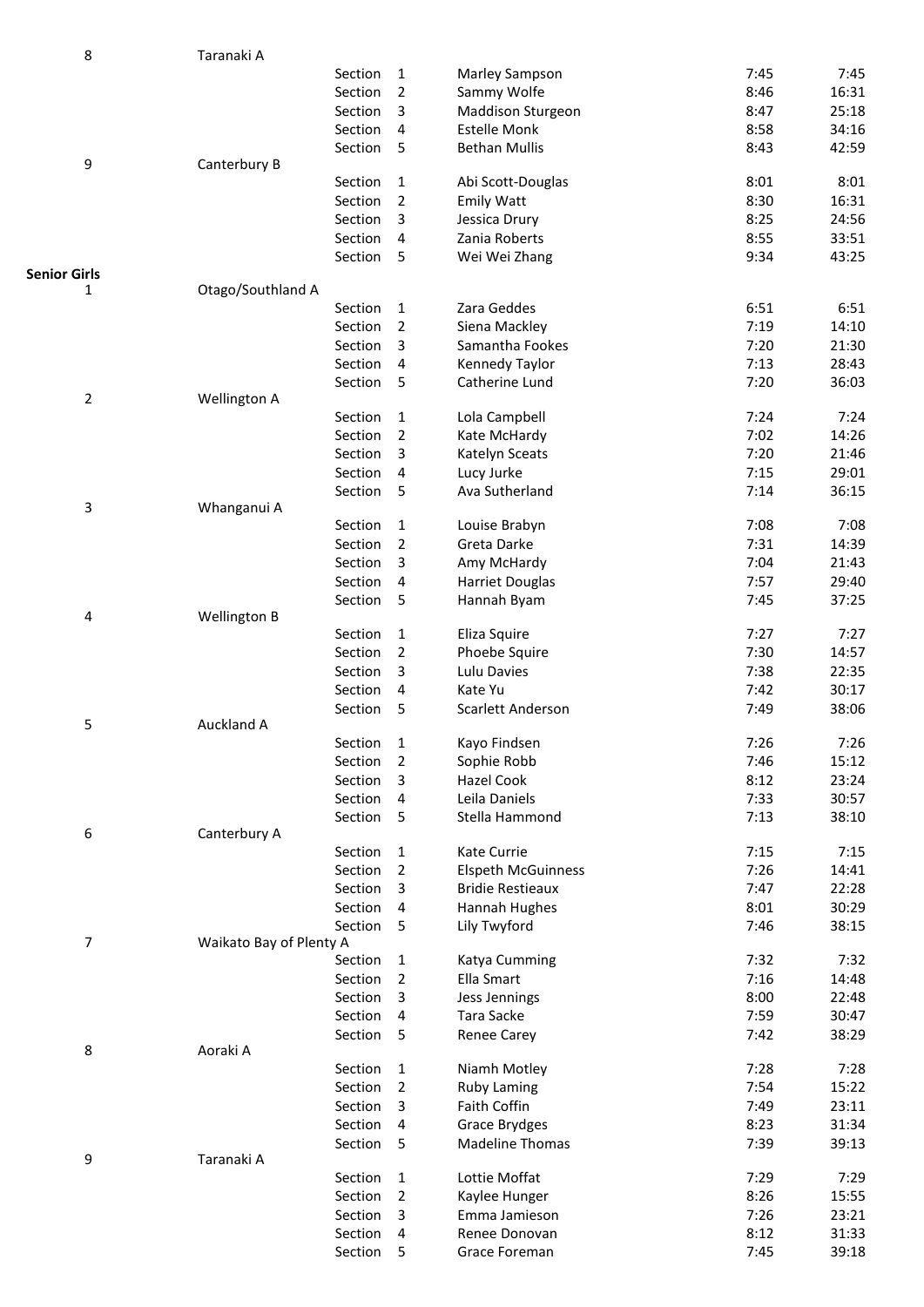| Place | Team | | Section | Name | Time | Cumulative |
|---|---|---|---|---|---|---|
| 8 | Taranaki A | | | | | |
| | | Section | 1 | Marley Sampson | 7:45 | 7:45 |
| | | Section | 2 | Sammy Wolfe | 8:46 | 16:31 |
| | | Section | 3 | Maddison Sturgeon | 8:47 | 25:18 |
| | | Section | 4 | Estelle Monk | 8:58 | 34:16 |
| | | Section | 5 | Bethan Mullis | 8:43 | 42:59 |
| 9 | Canterbury B | | | | | |
| | | Section | 1 | Abi Scott-Douglas | 8:01 | 8:01 |
| | | Section | 2 | Emily Watt | 8:30 | 16:31 |
| | | Section | 3 | Jessica Drury | 8:25 | 24:56 |
| | | Section | 4 | Zania Roberts | 8:55 | 33:51 |
| | | Section | 5 | Wei Wei Zhang | 9:34 | 43:25 |
| **Senior Girls** | | | | | | |
| 1 | Otago/Southland A | | | | | |
| | | Section | 1 | Zara Geddes | 6:51 | 6:51 |
| | | Section | 2 | Siena Mackley | 7:19 | 14:10 |
| | | Section | 3 | Samantha Fookes | 7:20 | 21:30 |
| | | Section | 4 | Kennedy Taylor | 7:13 | 28:43 |
| | | Section | 5 | Catherine Lund | 7:20 | 36:03 |
| 2 | Wellington A | | | | | |
| | | Section | 1 | Lola Campbell | 7:24 | 7:24 |
| | | Section | 2 | Kate McHardy | 7:02 | 14:26 |
| | | Section | 3 | Katelyn Sceats | 7:20 | 21:46 |
| | | Section | 4 | Lucy Jurke | 7:15 | 29:01 |
| | | Section | 5 | Ava Sutherland | 7:14 | 36:15 |
| 3 | Whanganui A | | | | | |
| | | Section | 1 | Louise Brabyn | 7:08 | 7:08 |
| | | Section | 2 | Greta Darke | 7:31 | 14:39 |
| | | Section | 3 | Amy McHardy | 7:04 | 21:43 |
| | | Section | 4 | Harriet Douglas | 7:57 | 29:40 |
| | | Section | 5 | Hannah Byam | 7:45 | 37:25 |
| 4 | Wellington B | | | | | |
| | | Section | 1 | Eliza Squire | 7:27 | 7:27 |
| | | Section | 2 | Phoebe Squire | 7:30 | 14:57 |
| | | Section | 3 | Lulu Davies | 7:38 | 22:35 |
| | | Section | 4 | Kate Yu | 7:42 | 30:17 |
| | | Section | 5 | Scarlett Anderson | 7:49 | 38:06 |
| 5 | Auckland A | | | | | |
| | | Section | 1 | Kayo Findsen | 7:26 | 7:26 |
| | | Section | 2 | Sophie Robb | 7:46 | 15:12 |
| | | Section | 3 | Hazel Cook | 8:12 | 23:24 |
| | | Section | 4 | Leila Daniels | 7:33 | 30:57 |
| | | Section | 5 | Stella Hammond | 7:13 | 38:10 |
| 6 | Canterbury A | | | | | |
| | | Section | 1 | Kate Currie | 7:15 | 7:15 |
| | | Section | 2 | Elspeth McGuinness | 7:26 | 14:41 |
| | | Section | 3 | Bridie Restieaux | 7:47 | 22:28 |
| | | Section | 4 | Hannah Hughes | 8:01 | 30:29 |
| | | Section | 5 | Lily Twyford | 7:46 | 38:15 |
| 7 | Waikato Bay of Plenty A | | | | | |
| | | Section | 1 | Katya Cumming | 7:32 | 7:32 |
| | | Section | 2 | Ella Smart | 7:16 | 14:48 |
| | | Section | 3 | Jess Jennings | 8:00 | 22:48 |
| | | Section | 4 | Tara Sacke | 7:59 | 30:47 |
| | | Section | 5 | Renee Carey | 7:42 | 38:29 |
| 8 | Aoraki A | | | | | |
| | | Section | 1 | Niamh Motley | 7:28 | 7:28 |
| | | Section | 2 | Ruby Laming | 7:54 | 15:22 |
| | | Section | 3 | Faith Coffin | 7:49 | 23:11 |
| | | Section | 4 | Grace Brydges | 8:23 | 31:34 |
| | | Section | 5 | Madeline Thomas | 7:39 | 39:13 |
| 9 | Taranaki A | | | | | |
| | | Section | 1 | Lottie Moffat | 7:29 | 7:29 |
| | | Section | 2 | Kaylee Hunger | 8:26 | 15:55 |
| | | Section | 3 | Emma Jamieson | 7:26 | 23:21 |
| | | Section | 4 | Renee Donovan | 8:12 | 31:33 |
| | | Section | 5 | Grace Foreman | 7:45 | 39:18 |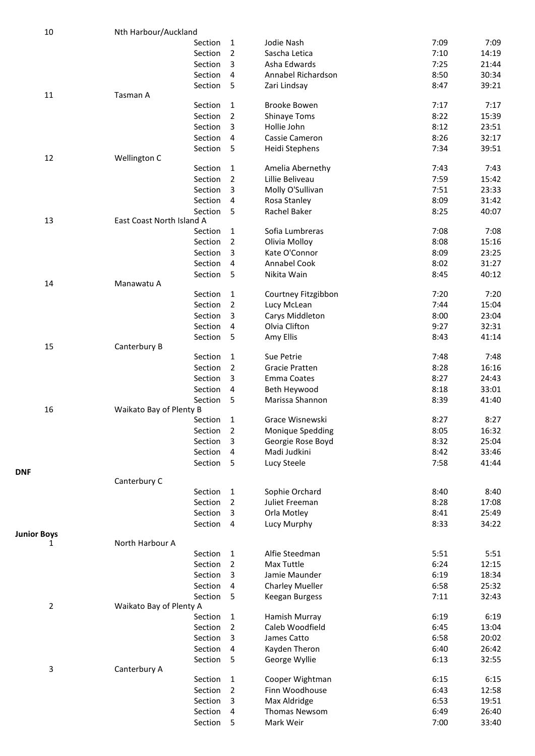| Place | Team | Section | | Name | Time | Cumulative |
|---|---|---|---|---|---|---|
| 10 | Nth Harbour/Auckland | | | | | |
| | | Section | 1 | Jodie Nash | 7:09 | 7:09 |
| | | Section | 2 | Sascha Letica | 7:10 | 14:19 |
| | | Section | 3 | Asha Edwards | 7:25 | 21:44 |
| | | Section | 4 | Annabel Richardson | 8:50 | 30:34 |
| | | Section | 5 | Zari Lindsay | 8:47 | 39:21 |
| 11 | Tasman A | | | | | |
| | | Section | 1 | Brooke Bowen | 7:17 | 7:17 |
| | | Section | 2 | Shinaye Toms | 8:22 | 15:39 |
| | | Section | 3 | Hollie John | 8:12 | 23:51 |
| | | Section | 4 | Cassie Cameron | 8:26 | 32:17 |
| | | Section | 5 | Heidi Stephens | 7:34 | 39:51 |
| 12 | Wellington C | | | | | |
| | | Section | 1 | Amelia Abernethy | 7:43 | 7:43 |
| | | Section | 2 | Lillie Beliveau | 7:59 | 15:42 |
| | | Section | 3 | Molly O'Sullivan | 7:51 | 23:33 |
| | | Section | 4 | Rosa Stanley | 8:09 | 31:42 |
| | | Section | 5 | Rachel Baker | 8:25 | 40:07 |
| 13 | East Coast North Island A | | | | | |
| | | Section | 1 | Sofia Lumbreras | 7:08 | 7:08 |
| | | Section | 2 | Olivia Molloy | 8:08 | 15:16 |
| | | Section | 3 | Kate O'Connor | 8:09 | 23:25 |
| | | Section | 4 | Annabel Cook | 8:02 | 31:27 |
| | | Section | 5 | Nikita Wain | 8:45 | 40:12 |
| 14 | Manawatu A | | | | | |
| | | Section | 1 | Courtney Fitzgibbon | 7:20 | 7:20 |
| | | Section | 2 | Lucy McLean | 7:44 | 15:04 |
| | | Section | 3 | Carys Middleton | 8:00 | 23:04 |
| | | Section | 4 | Olvia Clifton | 9:27 | 32:31 |
| | | Section | 5 | Amy Ellis | 8:43 | 41:14 |
| 15 | Canterbury B | | | | | |
| | | Section | 1 | Sue Petrie | 7:48 | 7:48 |
| | | Section | 2 | Gracie Pratten | 8:28 | 16:16 |
| | | Section | 3 | Emma Coates | 8:27 | 24:43 |
| | | Section | 4 | Beth Heywood | 8:18 | 33:01 |
| | | Section | 5 | Marissa Shannon | 8:39 | 41:40 |
| 16 | Waikato Bay of Plenty B | | | | | |
| | | Section | 1 | Grace Wisnewski | 8:27 | 8:27 |
| | | Section | 2 | Monique Spedding | 8:05 | 16:32 |
| | | Section | 3 | Georgie Rose Boyd | 8:32 | 25:04 |
| | | Section | 4 | Madi Judkini | 8:42 | 33:46 |
| | | Section | 5 | Lucy Steele | 7:58 | 41:44 |
| **DNF** | | | | | | |
| | Canterbury C | | | | | |
| | | Section | 1 | Sophie Orchard | 8:40 | 8:40 |
| | | Section | 2 | Juliet Freeman | 8:28 | 17:08 |
| | | Section | 3 | Orla Motley | 8:41 | 25:49 |
| | | Section | 4 | Lucy Murphy | 8:33 | 34:22 |
| **Junior Boys** | | | | | | |
| 1 | North Harbour A | | | | | |
| | | Section | 1 | Alfie Steedman | 5:51 | 5:51 |
| | | Section | 2 | Max Tuttle | 6:24 | 12:15 |
| | | Section | 3 | Jamie Maunder | 6:19 | 18:34 |
| | | Section | 4 | Charley Mueller | 6:58 | 25:32 |
| | | Section | 5 | Keegan Burgess | 7:11 | 32:43 |
| 2 | Waikato Bay of Plenty A | | | | | |
| | | Section | 1 | Hamish Murray | 6:19 | 6:19 |
| | | Section | 2 | Caleb Woodfield | 6:45 | 13:04 |
| | | Section | 3 | James Catto | 6:58 | 20:02 |
| | | Section | 4 | Kayden Theron | 6:40 | 26:42 |
| | | Section | 5 | George Wyllie | 6:13 | 32:55 |
| 3 | Canterbury A | | | | | |
| | | Section | 1 | Cooper Wightman | 6:15 | 6:15 |
| | | Section | 2 | Finn Woodhouse | 6:43 | 12:58 |
| | | Section | 3 | Max Aldridge | 6:53 | 19:51 |
| | | Section | 4 | Thomas Newsom | 6:49 | 26:40 |
| | | Section | 5 | Mark Weir | 7:00 | 33:40 |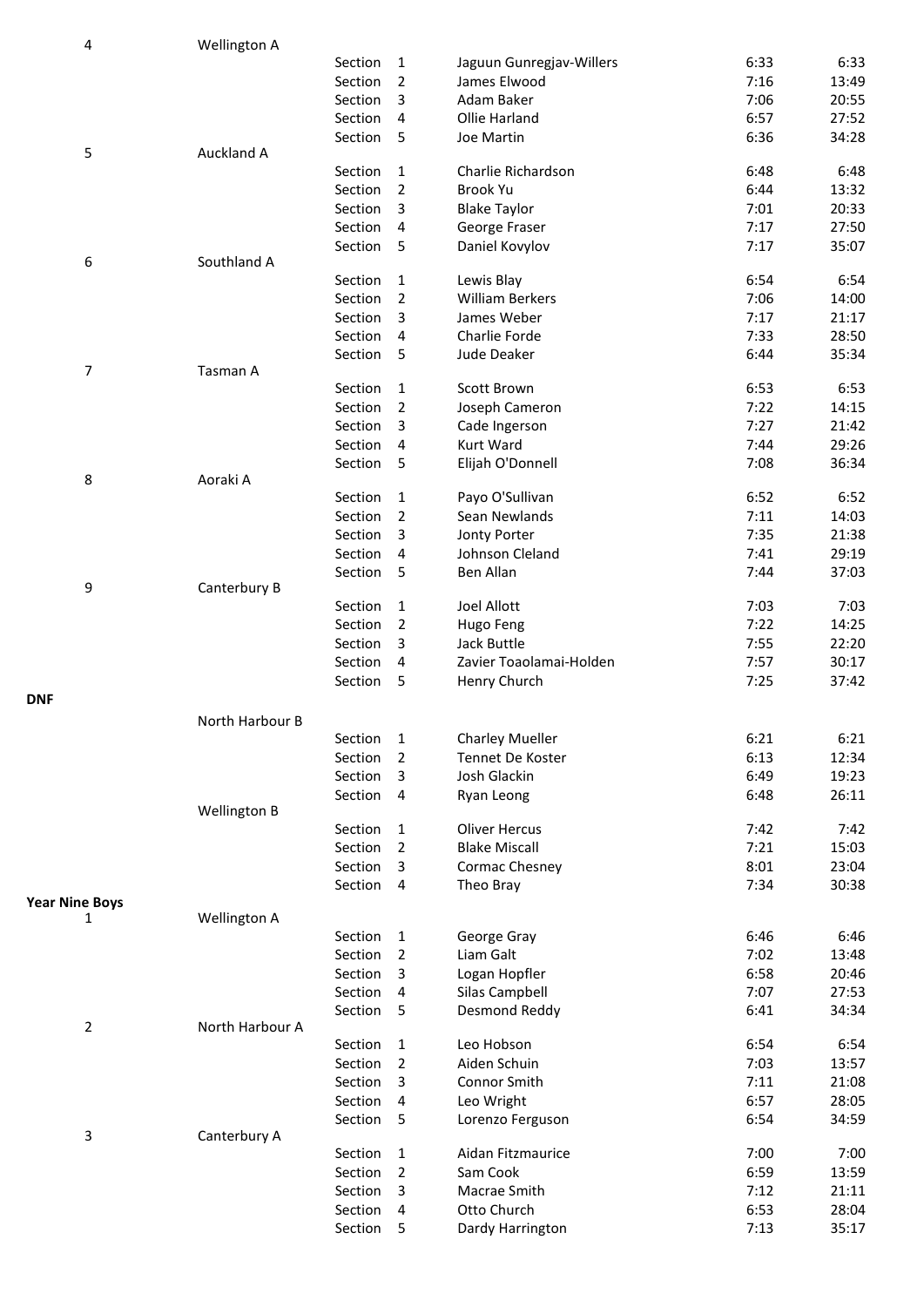| Place | Team | Section | | Runner | Time | Cumulative |
|---|---|---|---|---|---|---|
| 4 | Wellington A | | | | | |
| | | Section | 1 | Jaguun Gunregjav-Willers | 6:33 | 6:33 |
| | | Section | 2 | James Elwood | 7:16 | 13:49 |
| | | Section | 3 | Adam Baker | 7:06 | 20:55 |
| | | Section | 4 | Ollie Harland | 6:57 | 27:52 |
| | | Section | 5 | Joe Martin | 6:36 | 34:28 |
| 5 | Auckland A | | | | | |
| | | Section | 1 | Charlie Richardson | 6:48 | 6:48 |
| | | Section | 2 | Brook Yu | 6:44 | 13:32 |
| | | Section | 3 | Blake Taylor | 7:01 | 20:33 |
| | | Section | 4 | George Fraser | 7:17 | 27:50 |
| | | Section | 5 | Daniel Kovylov | 7:17 | 35:07 |
| 6 | Southland A | | | | | |
| | | Section | 1 | Lewis Blay | 6:54 | 6:54 |
| | | Section | 2 | William Berkers | 7:06 | 14:00 |
| | | Section | 3 | James Weber | 7:17 | 21:17 |
| | | Section | 4 | Charlie Forde | 7:33 | 28:50 |
| | | Section | 5 | Jude Deaker | 6:44 | 35:34 |
| 7 | Tasman A | | | | | |
| | | Section | 1 | Scott Brown | 6:53 | 6:53 |
| | | Section | 2 | Joseph Cameron | 7:22 | 14:15 |
| | | Section | 3 | Cade Ingerson | 7:27 | 21:42 |
| | | Section | 4 | Kurt Ward | 7:44 | 29:26 |
| | | Section | 5 | Elijah O'Donnell | 7:08 | 36:34 |
| 8 | Aoraki A | | | | | |
| | | Section | 1 | Payo O'Sullivan | 6:52 | 6:52 |
| | | Section | 2 | Sean Newlands | 7:11 | 14:03 |
| | | Section | 3 | Jonty Porter | 7:35 | 21:38 |
| | | Section | 4 | Johnson Cleland | 7:41 | 29:19 |
| | | Section | 5 | Ben Allan | 7:44 | 37:03 |
| 9 | Canterbury B | | | | | |
| | | Section | 1 | Joel Allott | 7:03 | 7:03 |
| | | Section | 2 | Hugo Feng | 7:22 | 14:25 |
| | | Section | 3 | Jack Buttle | 7:55 | 22:20 |
| | | Section | 4 | Zavier Toaolamai-Holden | 7:57 | 30:17 |
| | | Section | 5 | Henry Church | 7:25 | 37:42 |
| **DNF** | | | | | | |
| | North Harbour B | | | | | |
| | | Section | 1 | Charley Mueller | 6:21 | 6:21 |
| | | Section | 2 | Tennet De Koster | 6:13 | 12:34 |
| | | Section | 3 | Josh Glackin | 6:49 | 19:23 |
| | | Section | 4 | Ryan Leong | 6:48 | 26:11 |
| | Wellington B | | | | | |
| | | Section | 1 | Oliver Hercus | 7:42 | 7:42 |
| | | Section | 2 | Blake Miscall | 7:21 | 15:03 |
| | | Section | 3 | Cormac Chesney | 8:01 | 23:04 |
| | | Section | 4 | Theo Bray | 7:34 | 30:38 |
| **Year Nine Boys** | | | | | | |
| 1 | Wellington A | | | | | |
| | | Section | 1 | George Gray | 6:46 | 6:46 |
| | | Section | 2 | Liam Galt | 7:02 | 13:48 |
| | | Section | 3 | Logan Hopfler | 6:58 | 20:46 |
| | | Section | 4 | Silas Campbell | 7:07 | 27:53 |
| | | Section | 5 | Desmond Reddy | 6:41 | 34:34 |
| 2 | North Harbour A | | | | | |
| | | Section | 1 | Leo Hobson | 6:54 | 6:54 |
| | | Section | 2 | Aiden Schuin | 7:03 | 13:57 |
| | | Section | 3 | Connor Smith | 7:11 | 21:08 |
| | | Section | 4 | Leo Wright | 6:57 | 28:05 |
| | | Section | 5 | Lorenzo Ferguson | 6:54 | 34:59 |
| 3 | Canterbury A | | | | | |
| | | Section | 1 | Aidan Fitzmaurice | 7:00 | 7:00 |
| | | Section | 2 | Sam Cook | 6:59 | 13:59 |
| | | Section | 3 | Macrae Smith | 7:12 | 21:11 |
| | | Section | 4 | Otto Church | 6:53 | 28:04 |
| | | Section | 5 | Dardy Harrington | 7:13 | 35:17 |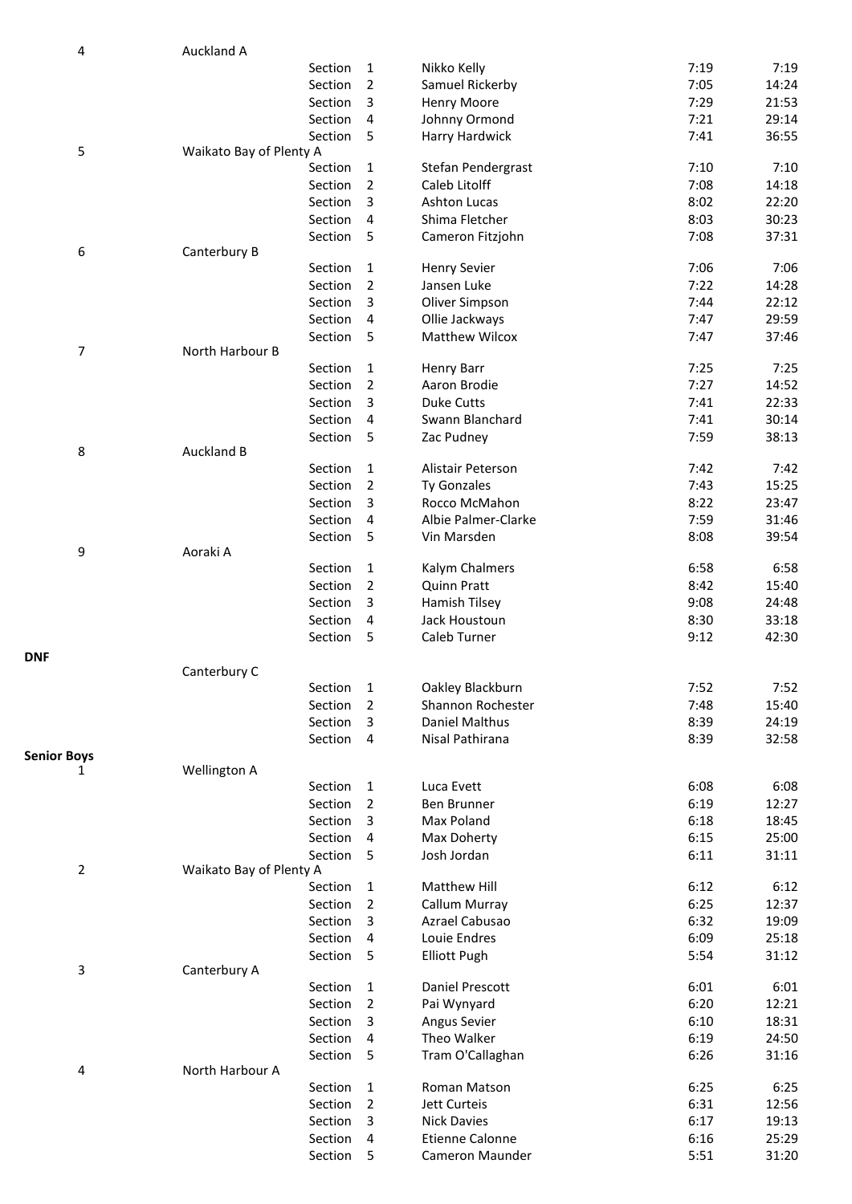| Place | Team | | Section | Name | Time | Cumulative |
|---|---|---|---|---|---|---|
| 4 | Auckland A | | | | | |
| | | Section | 1 | Nikko Kelly | 7:19 | 7:19 |
| | | Section | 2 | Samuel Rickerby | 7:05 | 14:24 |
| | | Section | 3 | Henry Moore | 7:29 | 21:53 |
| | | Section | 4 | Johnny Ormond | 7:21 | 29:14 |
| | | Section | 5 | Harry Hardwick | 7:41 | 36:55 |
| 5 | Waikato Bay of Plenty A | | | | | |
| | | Section | 1 | Stefan Pendergrast | 7:10 | 7:10 |
| | | Section | 2 | Caleb Litolff | 7:08 | 14:18 |
| | | Section | 3 | Ashton Lucas | 8:02 | 22:20 |
| | | Section | 4 | Shima Fletcher | 8:03 | 30:23 |
| | | Section | 5 | Cameron Fitzjohn | 7:08 | 37:31 |
| 6 | Canterbury B | | | | | |
| | | Section | 1 | Henry Sevier | 7:06 | 7:06 |
| | | Section | 2 | Jansen Luke | 7:22 | 14:28 |
| | | Section | 3 | Oliver Simpson | 7:44 | 22:12 |
| | | Section | 4 | Ollie Jackways | 7:47 | 29:59 |
| | | Section | 5 | Matthew Wilcox | 7:47 | 37:46 |
| 7 | North Harbour B | | | | | |
| | | Section | 1 | Henry Barr | 7:25 | 7:25 |
| | | Section | 2 | Aaron Brodie | 7:27 | 14:52 |
| | | Section | 3 | Duke Cutts | 7:41 | 22:33 |
| | | Section | 4 | Swann Blanchard | 7:41 | 30:14 |
| | | Section | 5 | Zac Pudney | 7:59 | 38:13 |
| 8 | Auckland B | | | | | |
| | | Section | 1 | Alistair Peterson | 7:42 | 7:42 |
| | | Section | 2 | Ty Gonzales | 7:43 | 15:25 |
| | | Section | 3 | Rocco McMahon | 8:22 | 23:47 |
| | | Section | 4 | Albie Palmer-Clarke | 7:59 | 31:46 |
| | | Section | 5 | Vin Marsden | 8:08 | 39:54 |
| 9 | Aoraki A | | | | | |
| | | Section | 1 | Kalym Chalmers | 6:58 | 6:58 |
| | | Section | 2 | Quinn Pratt | 8:42 | 15:40 |
| | | Section | 3 | Hamish Tilsey | 9:08 | 24:48 |
| | | Section | 4 | Jack Houstoun | 8:30 | 33:18 |
| | | Section | 5 | Caleb Turner | 9:12 | 42:30 |
| **DNF** | | | | | | |
| | Canterbury C | | | | | |
| | | Section | 1 | Oakley Blackburn | 7:52 | 7:52 |
| | | Section | 2 | Shannon Rochester | 7:48 | 15:40 |
| | | Section | 3 | Daniel Malthus | 8:39 | 24:19 |
| | | Section | 4 | Nisal Pathirana | 8:39 | 32:58 |
| **Senior Boys** | | | | | | |
| 1 | Wellington A | | | | | |
| | | Section | 1 | Luca Evett | 6:08 | 6:08 |
| | | Section | 2 | Ben Brunner | 6:19 | 12:27 |
| | | Section | 3 | Max Poland | 6:18 | 18:45 |
| | | Section | 4 | Max Doherty | 6:15 | 25:00 |
| | | Section | 5 | Josh Jordan | 6:11 | 31:11 |
| 2 | Waikato Bay of Plenty A | | | | | |
| | | Section | 1 | Matthew Hill | 6:12 | 6:12 |
| | | Section | 2 | Callum Murray | 6:25 | 12:37 |
| | | Section | 3 | Azrael Cabusao | 6:32 | 19:09 |
| | | Section | 4 | Louie Endres | 6:09 | 25:18 |
| | | Section | 5 | Elliott Pugh | 5:54 | 31:12 |
| 3 | Canterbury A | | | | | |
| | | Section | 1 | Daniel Prescott | 6:01 | 6:01 |
| | | Section | 2 | Pai Wynyard | 6:20 | 12:21 |
| | | Section | 3 | Angus Sevier | 6:10 | 18:31 |
| | | Section | 4 | Theo Walker | 6:19 | 24:50 |
| | | Section | 5 | Tram O'Callaghan | 6:26 | 31:16 |
| 4 | North Harbour A | | | | | |
| | | Section | 1 | Roman Matson | 6:25 | 6:25 |
| | | Section | 2 | Jett Curteis | 6:31 | 12:56 |
| | | Section | 3 | Nick Davies | 6:17 | 19:13 |
| | | Section | 4 | Etienne Calonne | 6:16 | 25:29 |
| | | Section | 5 | Cameron Maunder | 5:51 | 31:20 |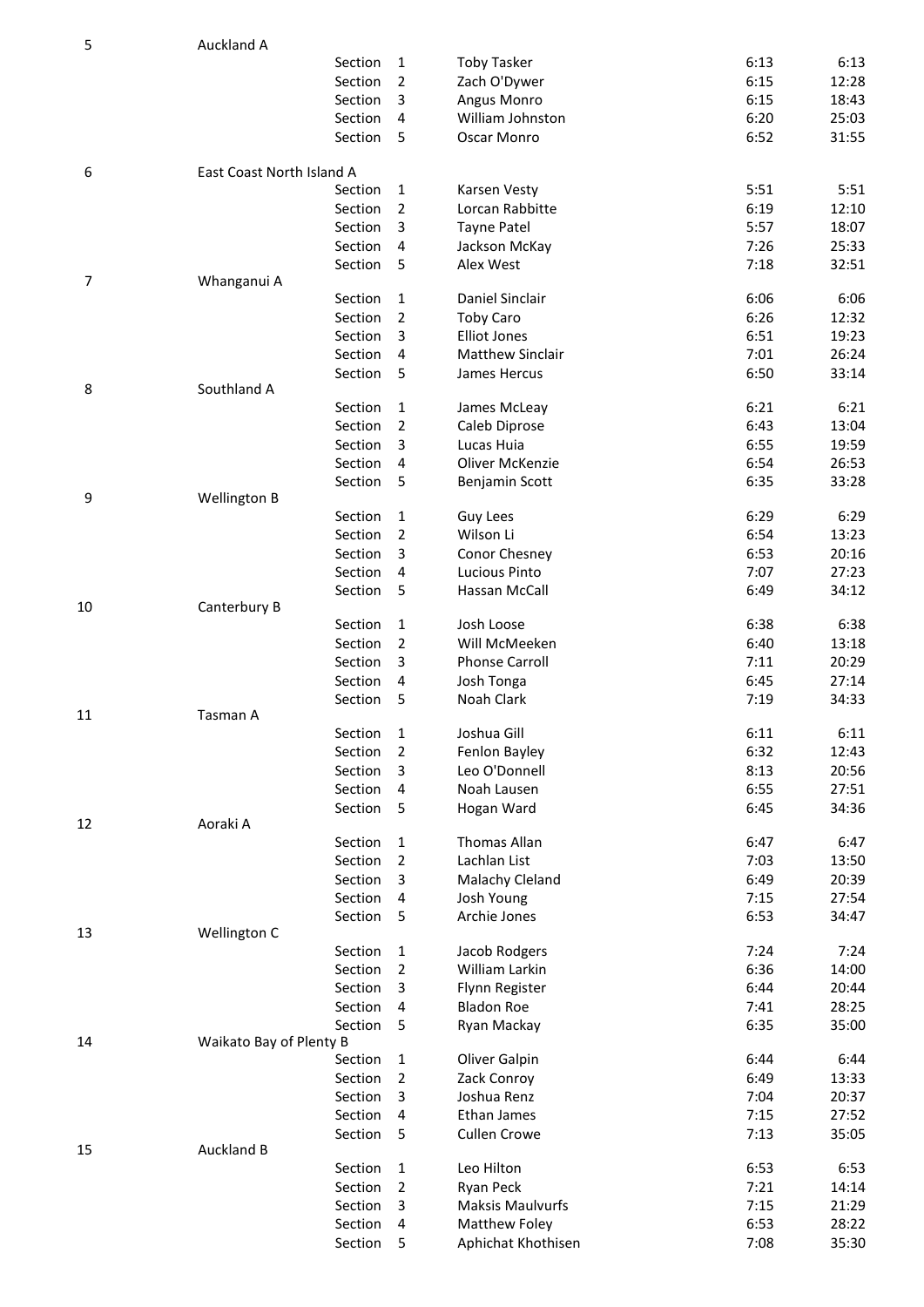| Place | Team | | Section | Name | Time | Cumulative |
|---|---|---|---|---|---|---|
| 5 | Auckland A | | | | | |
| | | Section | 1 | Toby Tasker | 6:13 | 6:13 |
| | | Section | 2 | Zach O'Dywer | 6:15 | 12:28 |
| | | Section | 3 | Angus Monro | 6:15 | 18:43 |
| | | Section | 4 | William Johnston | 6:20 | 25:03 |
| | | Section | 5 | Oscar Monro | 6:52 | 31:55 |
| 6 | East Coast North Island A | | | | | |
| | | Section | 1 | Karsen Vesty | 5:51 | 5:51 |
| | | Section | 2 | Lorcan Rabbitte | 6:19 | 12:10 |
| | | Section | 3 | Tayne Patel | 5:57 | 18:07 |
| | | Section | 4 | Jackson McKay | 7:26 | 25:33 |
| | | Section | 5 | Alex West | 7:18 | 32:51 |
| 7 | Whanganui A | | | | | |
| | | Section | 1 | Daniel Sinclair | 6:06 | 6:06 |
| | | Section | 2 | Toby Caro | 6:26 | 12:32 |
| | | Section | 3 | Elliot Jones | 6:51 | 19:23 |
| | | Section | 4 | Matthew Sinclair | 7:01 | 26:24 |
| | | Section | 5 | James Hercus | 6:50 | 33:14 |
| 8 | Southland A | | | | | |
| | | Section | 1 | James McLeay | 6:21 | 6:21 |
| | | Section | 2 | Caleb Diprose | 6:43 | 13:04 |
| | | Section | 3 | Lucas Huia | 6:55 | 19:59 |
| | | Section | 4 | Oliver McKenzie | 6:54 | 26:53 |
| | | Section | 5 | Benjamin Scott | 6:35 | 33:28 |
| 9 | Wellington B | | | | | |
| | | Section | 1 | Guy Lees | 6:29 | 6:29 |
| | | Section | 2 | Wilson Li | 6:54 | 13:23 |
| | | Section | 3 | Conor Chesney | 6:53 | 20:16 |
| | | Section | 4 | Lucious Pinto | 7:07 | 27:23 |
| | | Section | 5 | Hassan McCall | 6:49 | 34:12 |
| 10 | Canterbury B | | | | | |
| | | Section | 1 | Josh Loose | 6:38 | 6:38 |
| | | Section | 2 | Will McMeeken | 6:40 | 13:18 |
| | | Section | 3 | Phonse Carroll | 7:11 | 20:29 |
| | | Section | 4 | Josh Tonga | 6:45 | 27:14 |
| | | Section | 5 | Noah Clark | 7:19 | 34:33 |
| 11 | Tasman A | | | | | |
| | | Section | 1 | Joshua Gill | 6:11 | 6:11 |
| | | Section | 2 | Fenlon Bayley | 6:32 | 12:43 |
| | | Section | 3 | Leo O'Donnell | 8:13 | 20:56 |
| | | Section | 4 | Noah Lausen | 6:55 | 27:51 |
| | | Section | 5 | Hogan Ward | 6:45 | 34:36 |
| 12 | Aoraki A | | | | | |
| | | Section | 1 | Thomas Allan | 6:47 | 6:47 |
| | | Section | 2 | Lachlan List | 7:03 | 13:50 |
| | | Section | 3 | Malachy Cleland | 6:49 | 20:39 |
| | | Section | 4 | Josh Young | 7:15 | 27:54 |
| | | Section | 5 | Archie Jones | 6:53 | 34:47 |
| 13 | Wellington C | | | | | |
| | | Section | 1 | Jacob Rodgers | 7:24 | 7:24 |
| | | Section | 2 | William Larkin | 6:36 | 14:00 |
| | | Section | 3 | Flynn Register | 6:44 | 20:44 |
| | | Section | 4 | Bladon Roe | 7:41 | 28:25 |
| | | Section | 5 | Ryan Mackay | 6:35 | 35:00 |
| 14 | Waikato Bay of Plenty B | | | | | |
| | | Section | 1 | Oliver Galpin | 6:44 | 6:44 |
| | | Section | 2 | Zack Conroy | 6:49 | 13:33 |
| | | Section | 3 | Joshua Renz | 7:04 | 20:37 |
| | | Section | 4 | Ethan James | 7:15 | 27:52 |
| | | Section | 5 | Cullen Crowe | 7:13 | 35:05 |
| 15 | Auckland B | | | | | |
| | | Section | 1 | Leo Hilton | 6:53 | 6:53 |
| | | Section | 2 | Ryan Peck | 7:21 | 14:14 |
| | | Section | 3 | Maksis Maulvurfs | 7:15 | 21:29 |
| | | Section | 4 | Matthew Foley | 6:53 | 28:22 |
| | | Section | 5 | Aphichat Khothisen | 7:08 | 35:30 |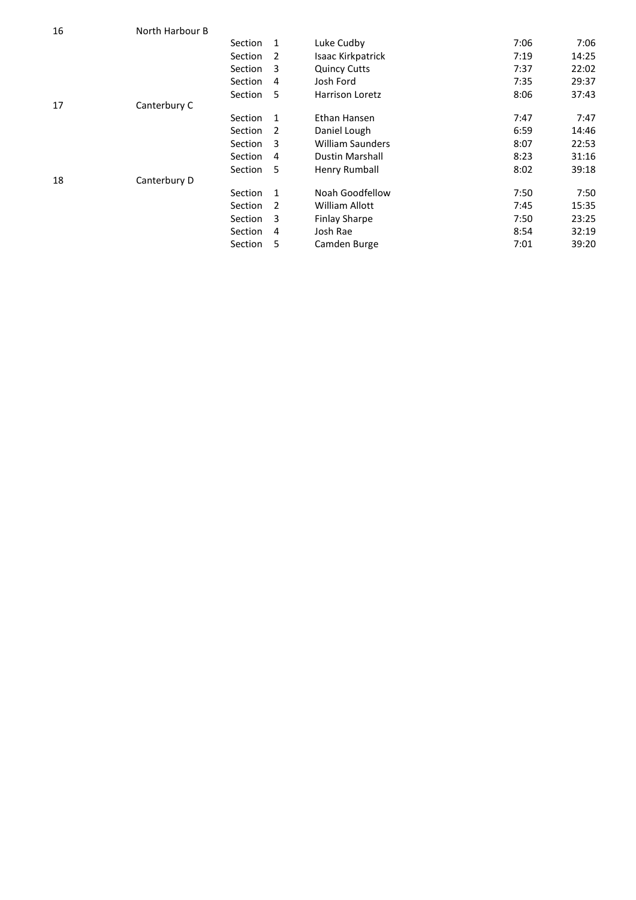| | | | | | | |
|---|---|---|---|---|---|---|
| 16 | North Harbour B | | | | | |
| | | Section | 1 | Luke Cudby | 7:06 | 7:06 |
| | | Section | 2 | Isaac Kirkpatrick | 7:19 | 14:25 |
| | | Section | 3 | Quincy Cutts | 7:37 | 22:02 |
| | | Section | 4 | Josh Ford | 7:35 | 29:37 |
| | | Section | 5 | Harrison Loretz | 8:06 | 37:43 |
| 17 | Canterbury C | | | | | |
| | | Section | 1 | Ethan Hansen | 7:47 | 7:47 |
| | | Section | 2 | Daniel Lough | 6:59 | 14:46 |
| | | Section | 3 | William Saunders | 8:07 | 22:53 |
| | | Section | 4 | Dustin Marshall | 8:23 | 31:16 |
| | | Section | 5 | Henry Rumball | 8:02 | 39:18 |
| 18 | Canterbury D | | | | | |
| | | Section | 1 | Noah Goodfellow | 7:50 | 7:50 |
| | | Section | 2 | William Allott | 7:45 | 15:35 |
| | | Section | 3 | Finlay Sharpe | 7:50 | 23:25 |
| | | Section | 4 | Josh Rae | 8:54 | 32:19 |
| | | Section | 5 | Camden Burge | 7:01 | 39:20 |